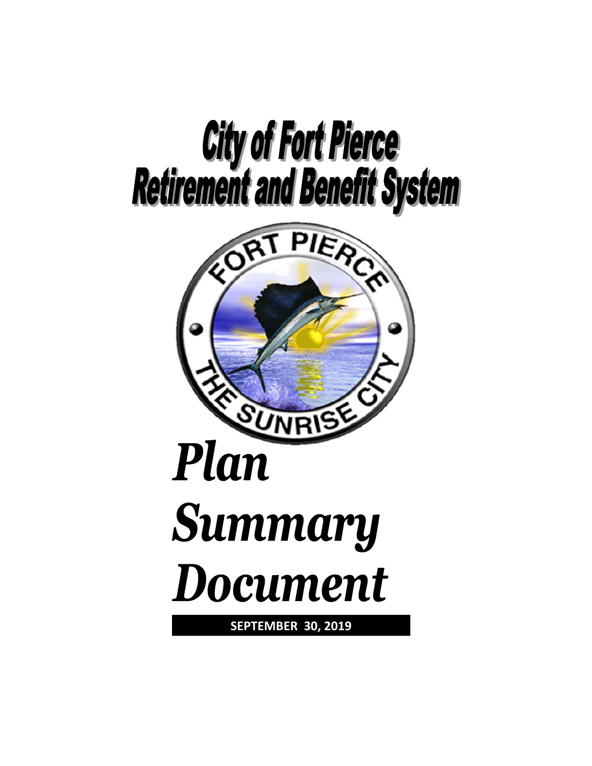# City of Fort Pierce Retirement and Benefit System

# *Plan Summary Document*

**SEPTEMBER 30, 2019**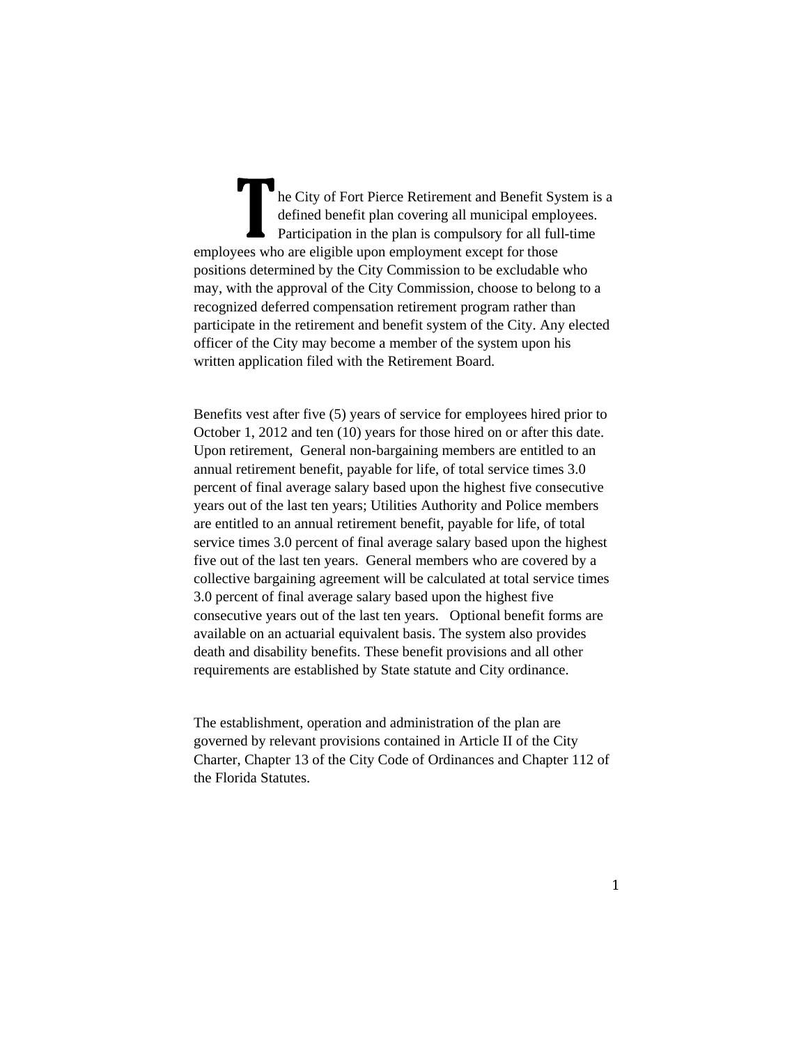The City of Fort Pierce Retirement and Benefit System is a defined benefit plan covering all municipal employees. Participation in the plan is compulsory for all full-time employees who are eligible upon employment except for those positions determined by the City Commission to be excludable who may, with the approval of the City Commission, choose to belong to a recognized deferred compensation retirement program rather than participate in the retirement and benefit system of the City. Any elected officer of the City may become a member of the system upon his written application filed with the Retirement Board.

Benefits vest after five (5) years of service for employees hired prior to October 1, 2012 and ten (10) years for those hired on or after this date. Upon retirement, General non-bargaining members are entitled to an annual retirement benefit, payable for life, of total service times 3.0 percent of final average salary based upon the highest five consecutive years out of the last ten years; Utilities Authority and Police members are entitled to an annual retirement benefit, payable for life, of total service times 3.0 percent of final average salary based upon the highest five out of the last ten years. General members who are covered by a collective bargaining agreement will be calculated at total service times 3.0 percent of final average salary based upon the highest five consecutive years out of the last ten years. Optional benefit forms are available on an actuarial equivalent basis. The system also provides death and disability benefits. These benefit provisions and all other requirements are established by State statute and City ordinance.

The establishment, operation and administration of the plan are governed by relevant provisions contained in Article II of the City Charter, Chapter 13 of the City Code of Ordinances and Chapter 112 of the Florida Statutes.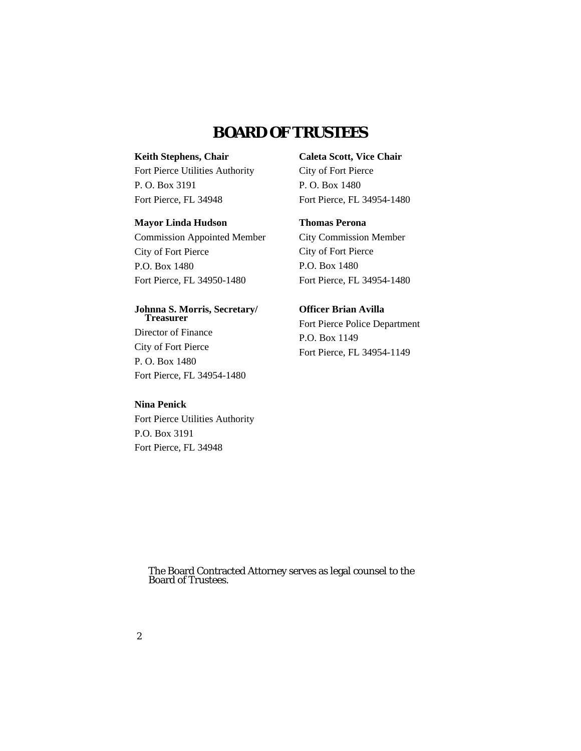# BOARD OF TRUSTEES

**Keith Stephens, Chair**
Fort Pierce Utilities Authority
P. O. Box 3191
Fort Pierce, FL 34948

**Caleta Scott, Vice Chair**
City of Fort Pierce
P. O. Box 1480
Fort Pierce, FL 34954-1480

**Mayor Linda Hudson**
Commission Appointed Member
City of Fort Pierce
P.O. Box 1480
Fort Pierce, FL 34950-1480

**Thomas Perona**
City Commission Member
City of Fort Pierce
P.O. Box 1480
Fort Pierce, FL 34954-1480

**Johnna S. Morris, Secretary/ Treasurer**
Director of Finance
City of Fort Pierce
P. O. Box 1480
Fort Pierce, FL 34954-1480

**Officer Brian Avilla**
Fort Pierce Police Department
P.O. Box 1149
Fort Pierce, FL 34954-1149

**Nina Penick**
Fort Pierce Utilities Authority
P.O. Box 3191
Fort Pierce, FL 34948

The Board Contracted Attorney serves as legal counsel to the Board of Trustees.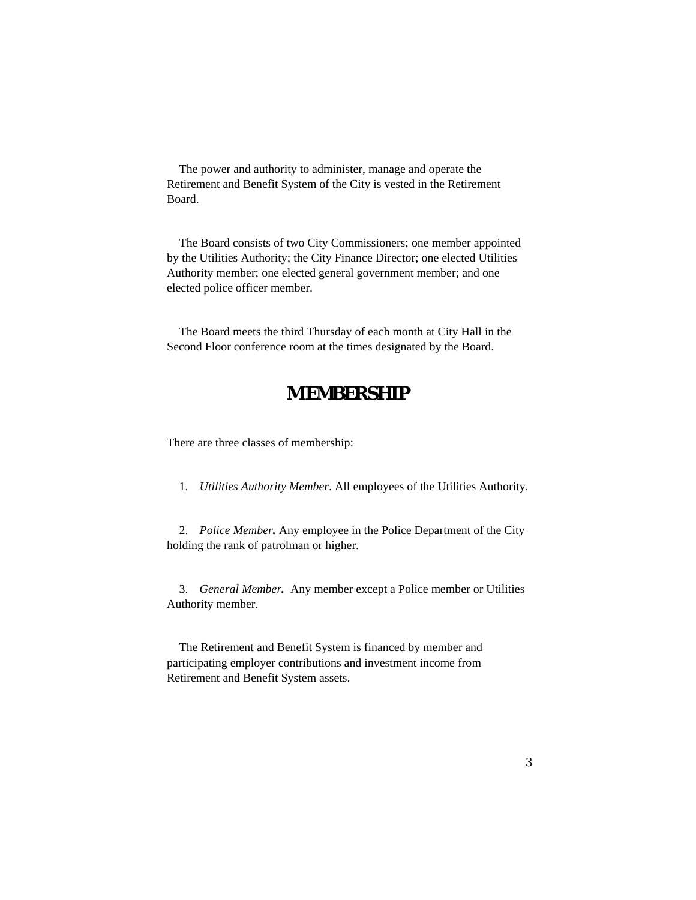The power and authority to administer, manage and operate the Retirement and Benefit System of the City is vested in the Retirement Board.

The Board consists of two City Commissioners; one member appointed by the Utilities Authority; the City Finance Director; one elected Utilities Authority member; one elected general government member; and one elected police officer member.

The Board meets the third Thursday of each month at City Hall in the Second Floor conference room at the times designated by the Board.

# MEMBERSHIP

There are three classes of membership:

1. *Utilities Authority Member*. All employees of the Utilities Authority.

2. ***Police Member.*** Any employee in the Police Department of the City holding the rank of patrolman or higher.

3. ***General Member.*** Any member except a Police member or Utilities Authority member.

The Retirement and Benefit System is financed by member and participating employer contributions and investment income from Retirement and Benefit System assets.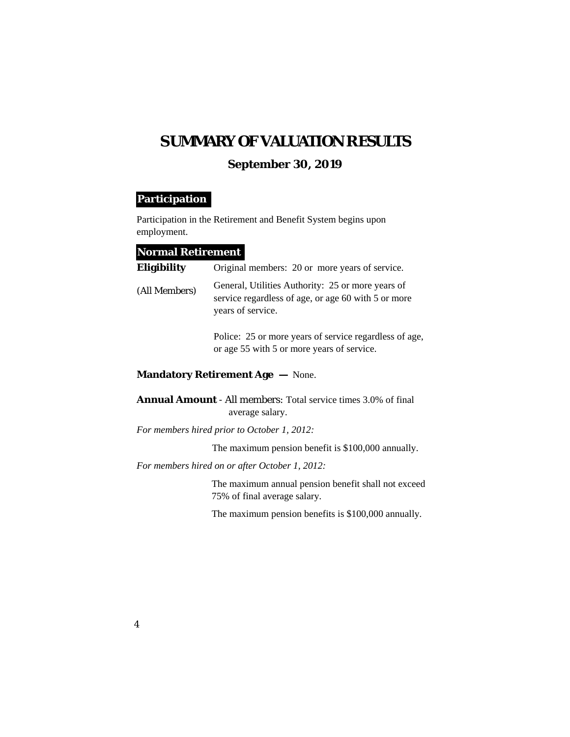# SUMMARY OF VALUATION RESULTS

## September 30, 2019

### Participation

Participation in the Retirement and Benefit System begins upon employment.

### Normal Retirement

**Eligibility** *(All Members)*

Original members: 20 or more years of service.

General, Utilities Authority: 25 or more years of service regardless of age, or age 60 with 5 or more years of service.

Police: 25 or more years of service regardless of age, or age 55 with 5 or more years of service.

**Mandatory Retirement Age —** None.

**Annual Amount** - *All members:* Total service times 3.0% of final average salary.

*For members hired prior to October 1, 2012:*

The maximum pension benefit is $100,000 annually.

*For members hired on or after October 1, 2012:*

The maximum annual pension benefit shall not exceed 75% of final average salary.

The maximum pension benefits is $100,000 annually.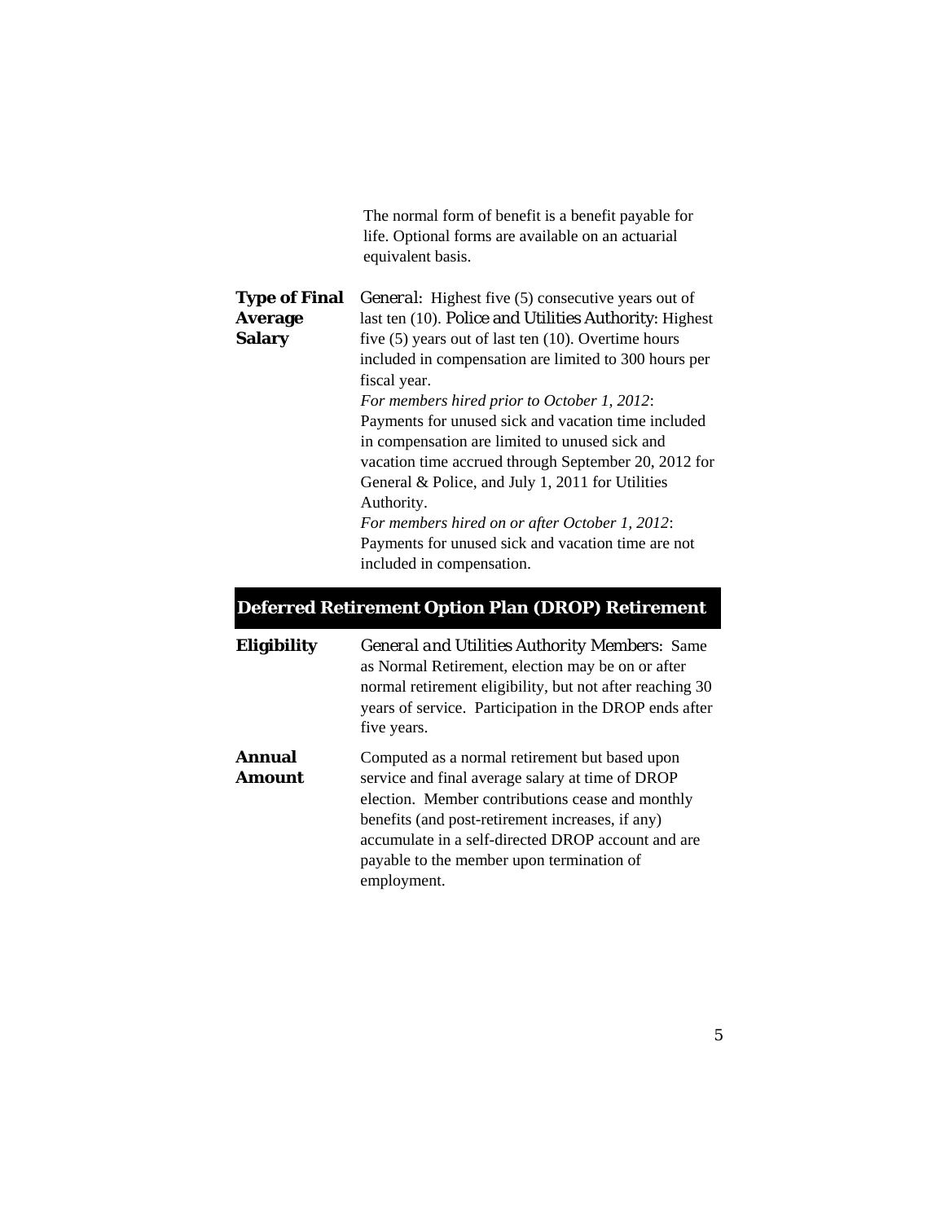The normal form of benefit is a benefit payable for life. Optional forms are available on an actuarial equivalent basis.

**Type of Final Average Salary**

*General:* Highest five (5) consecutive years out of last ten (10). *Police and Utilities Authority:* Highest five (5) years out of last ten (10). Overtime hours included in compensation are limited to 300 hours per fiscal year.

*For members hired prior to October 1, 2012*: Payments for unused sick and vacation time included in compensation are limited to unused sick and vacation time accrued through September 20, 2012 for General & Police, and July 1, 2011 for Utilities Authority.

*For members hired on or after October 1, 2012*: Payments for unused sick and vacation time are not included in compensation.

## Deferred Retirement Option Plan (DROP) Retirement

**Eligibility**

*General and Utilities Authority Members:* Same as Normal Retirement, election may be on or after normal retirement eligibility, but not after reaching 30 years of service. Participation in the DROP ends after five years.

**Annual Amount**

Computed as a normal retirement but based upon service and final average salary at time of DROP election. Member contributions cease and monthly benefits (and post-retirement increases, if any) accumulate in a self-directed DROP account and are payable to the member upon termination of employment.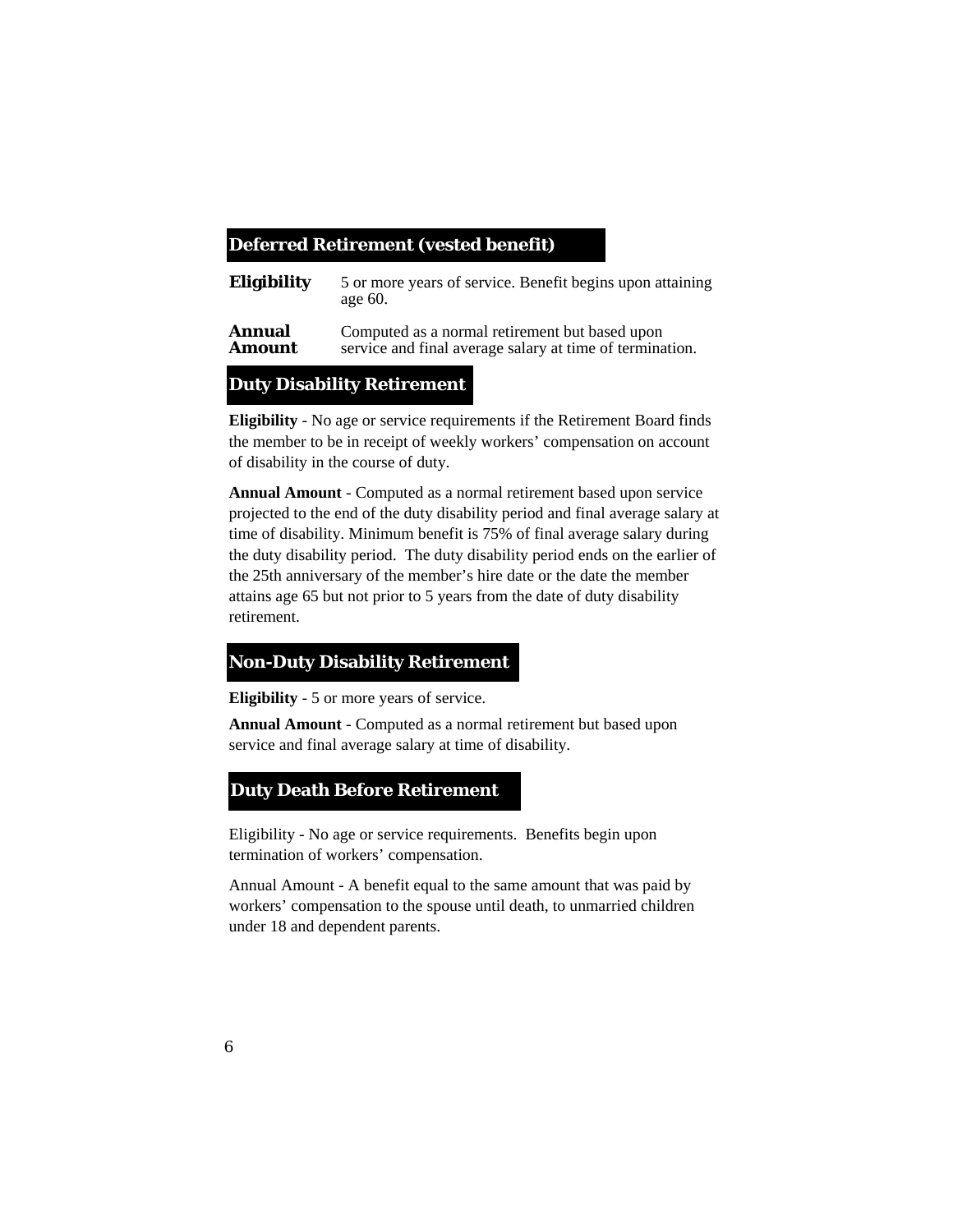## Deferred Retirement (vested benefit)

**Eligibility** 5 or more years of service. Benefit begins upon attaining age 60.

**Annual Amount** Computed as a normal retirement but based upon service and final average salary at time of termination.

## Duty Disability Retirement

**Eligibility** - No age or service requirements if the Retirement Board finds the member to be in receipt of weekly workers' compensation on account of disability in the course of duty.

**Annual Amount** - Computed as a normal retirement based upon service projected to the end of the duty disability period and final average salary at time of disability. Minimum benefit is 75% of final average salary during the duty disability period. The duty disability period ends on the earlier of the 25th anniversary of the member's hire date or the date the member attains age 65 but not prior to 5 years from the date of duty disability retirement.

## Non-Duty Disability Retirement

**Eligibility** - 5 or more years of service.

**Annual Amount** - Computed as a normal retirement but based upon service and final average salary at time of disability.

## Duty Death Before Retirement

Eligibility - No age or service requirements. Benefits begin upon termination of workers' compensation.

Annual Amount - A benefit equal to the same amount that was paid by workers' compensation to the spouse until death, to unmarried children under 18 and dependent parents.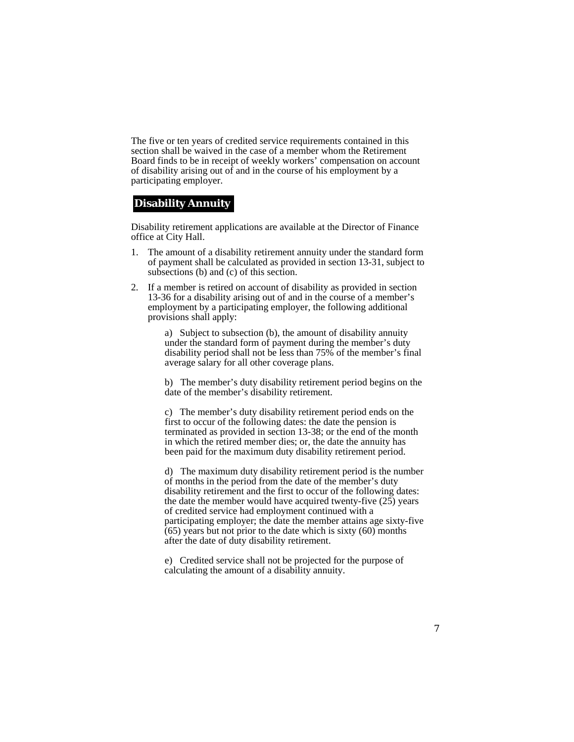The five or ten years of credited service requirements contained in this section shall be waived in the case of a member whom the Retirement Board finds to be in receipt of weekly workers' compensation on account of disability arising out of and in the course of his employment by a participating employer.

## Disability Annuity

Disability retirement applications are available at the Director of Finance office at City Hall.

1. The amount of a disability retirement annuity under the standard form of payment shall be calculated as provided in section 13-31, subject to subsections (b) and (c) of this section.

2. If a member is retired on account of disability as provided in section 13-36 for a disability arising out of and in the course of a member's employment by a participating employer, the following additional provisions shall apply:

   a) Subject to subsection (b), the amount of disability annuity under the standard form of payment during the member's duty disability period shall not be less than 75% of the member's final average salary for all other coverage plans.

   b) The member's duty disability retirement period begins on the date of the member's disability retirement.

   c) The member's duty disability retirement period ends on the first to occur of the following dates: the date the pension is terminated as provided in section 13-38; or the end of the month in which the retired member dies; or, the date the annuity has been paid for the maximum duty disability retirement period.

   d) The maximum duty disability retirement period is the number of months in the period from the date of the member's duty disability retirement and the first to occur of the following dates: the date the member would have acquired twenty-five (25) years of credited service had employment continued with a participating employer; the date the member attains age sixty-five (65) years but not prior to the date which is sixty (60) months after the date of duty disability retirement.

   e) Credited service shall not be projected for the purpose of calculating the amount of a disability annuity.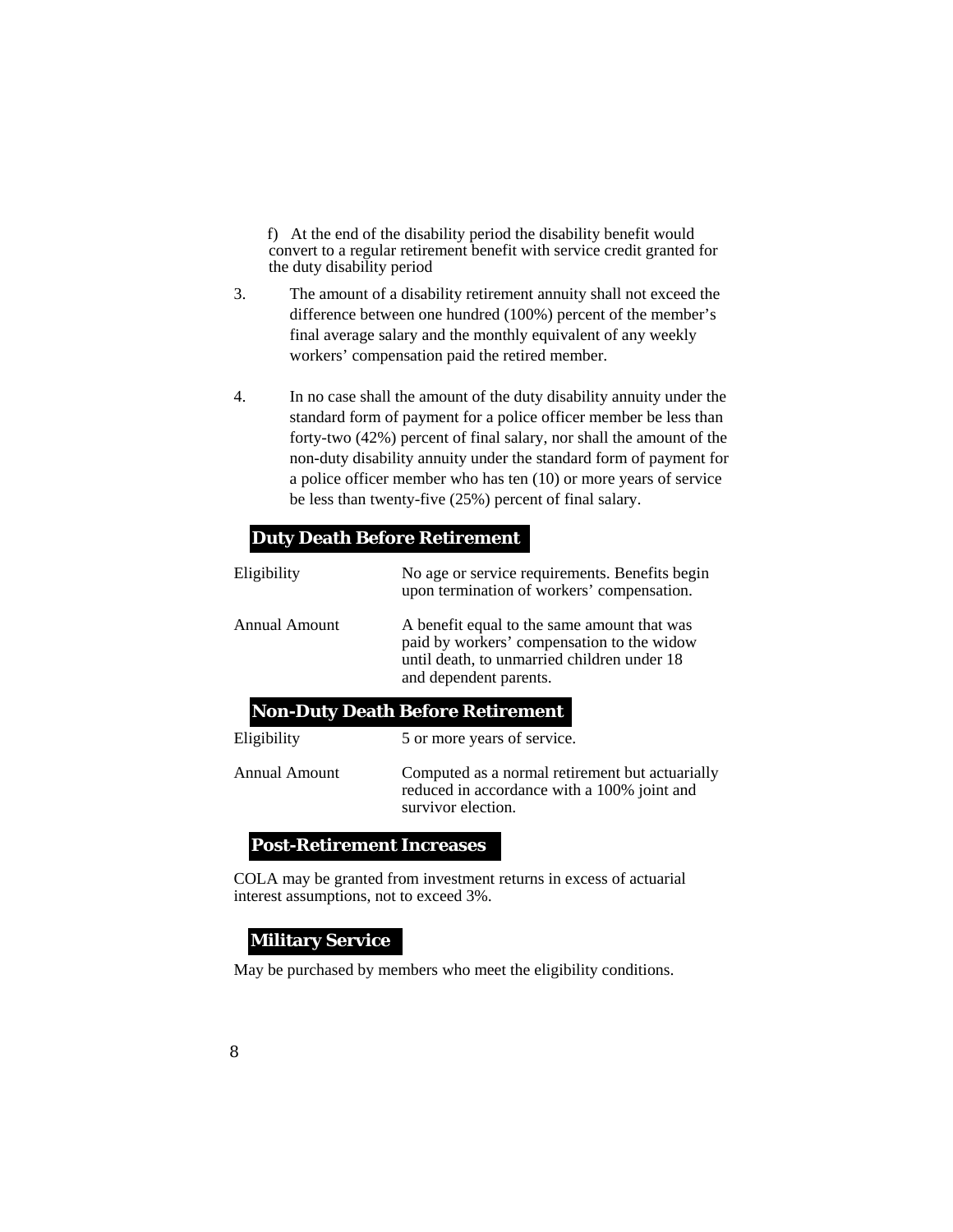f) At the end of the disability period the disability benefit would convert to a regular retirement benefit with service credit granted for the duty disability period

3. The amount of a disability retirement annuity shall not exceed the difference between one hundred (100%) percent of the member's final average salary and the monthly equivalent of any weekly workers' compensation paid the retired member.

4. In no case shall the amount of the duty disability annuity under the standard form of payment for a police officer member be less than forty-two (42%) percent of final salary, nor shall the amount of the non-duty disability annuity under the standard form of payment for a police officer member who has ten (10) or more years of service be less than twenty-five (25%) percent of final salary.

## Duty Death Before Retirement

| | |
|---|---|
| Eligibility | No age or service requirements. Benefits begin upon termination of workers' compensation. |
| Annual Amount | A benefit equal to the same amount that was paid by workers' compensation to the widow until death, to unmarried children under 18 and dependent parents. |

## Non-Duty Death Before Retirement

| | |
|---|---|
| Eligibility | 5 or more years of service. |
| Annual Amount | Computed as a normal retirement but actuarially reduced in accordance with a 100% joint and survivor election. |

## Post-Retirement Increases

COLA may be granted from investment returns in excess of actuarial interest assumptions, not to exceed 3%.

## Military Service

May be purchased by members who meet the eligibility conditions.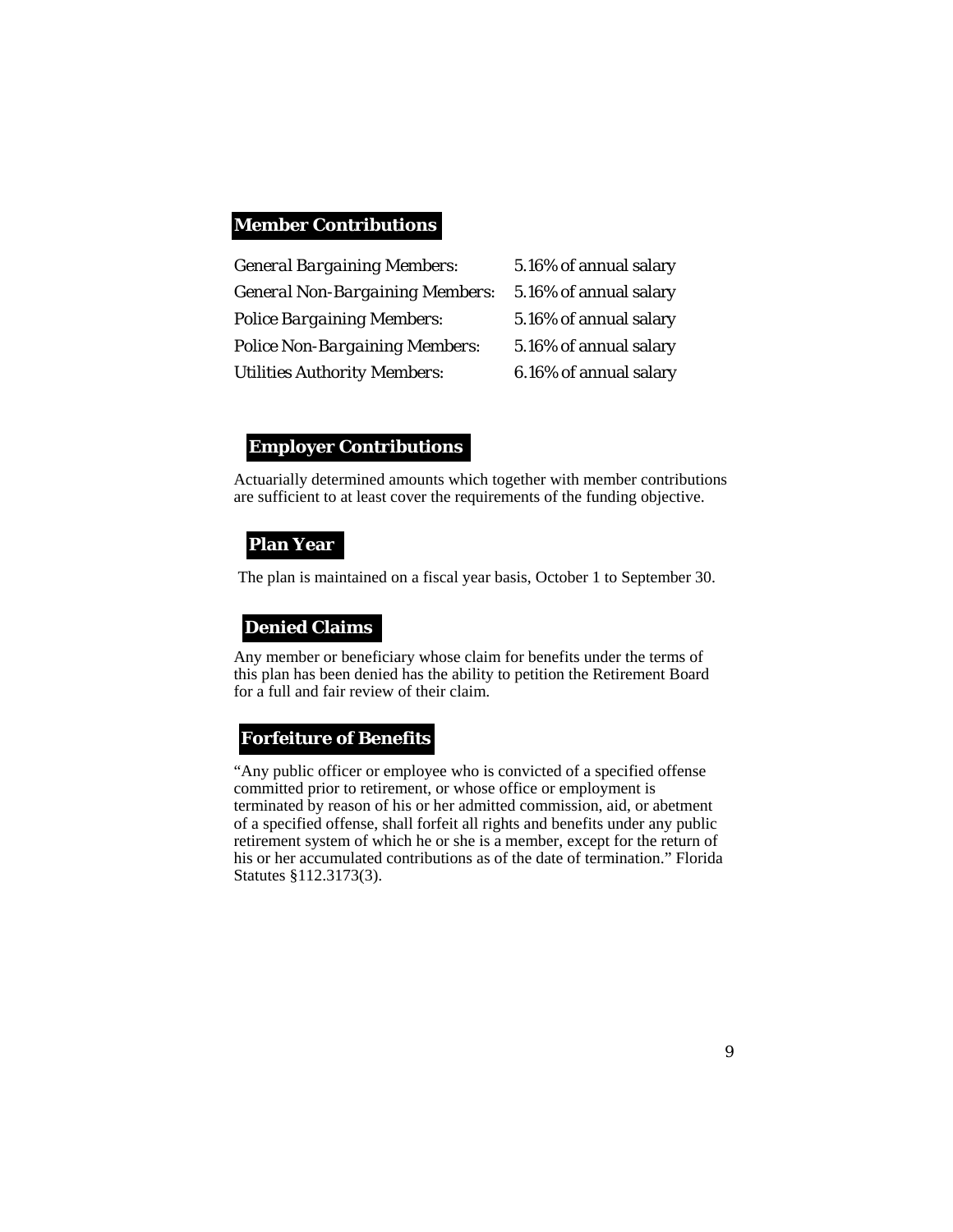## Member Contributions

| | |
|---|---|
| *General Bargaining Members:* | 5.16% of annual salary |
| *General Non-Bargaining Members:* | 5.16% of annual salary |
| *Police Bargaining Members:* | 5.16% of annual salary |
| *Police Non-Bargaining Members:* | 5.16% of annual salary |
| *Utilities Authority Members:* | 6.16% of annual salary |

## Employer Contributions

Actuarially determined amounts which together with member contributions are sufficient to at least cover the requirements of the funding objective.

## Plan Year

The plan is maintained on a fiscal year basis, October 1 to September 30.

## Denied Claims

Any member or beneficiary whose claim for benefits under the terms of this plan has been denied has the ability to petition the Retirement Board for a full and fair review of their claim.

## Forfeiture of Benefits

"Any public officer or employee who is convicted of a specified offense committed prior to retirement, or whose office or employment is terminated by reason of his or her admitted commission, aid, or abetment of a specified offense, shall forfeit all rights and benefits under any public retirement system of which he or she is a member, except for the return of his or her accumulated contributions as of the date of termination." Florida Statutes §112.3173(3).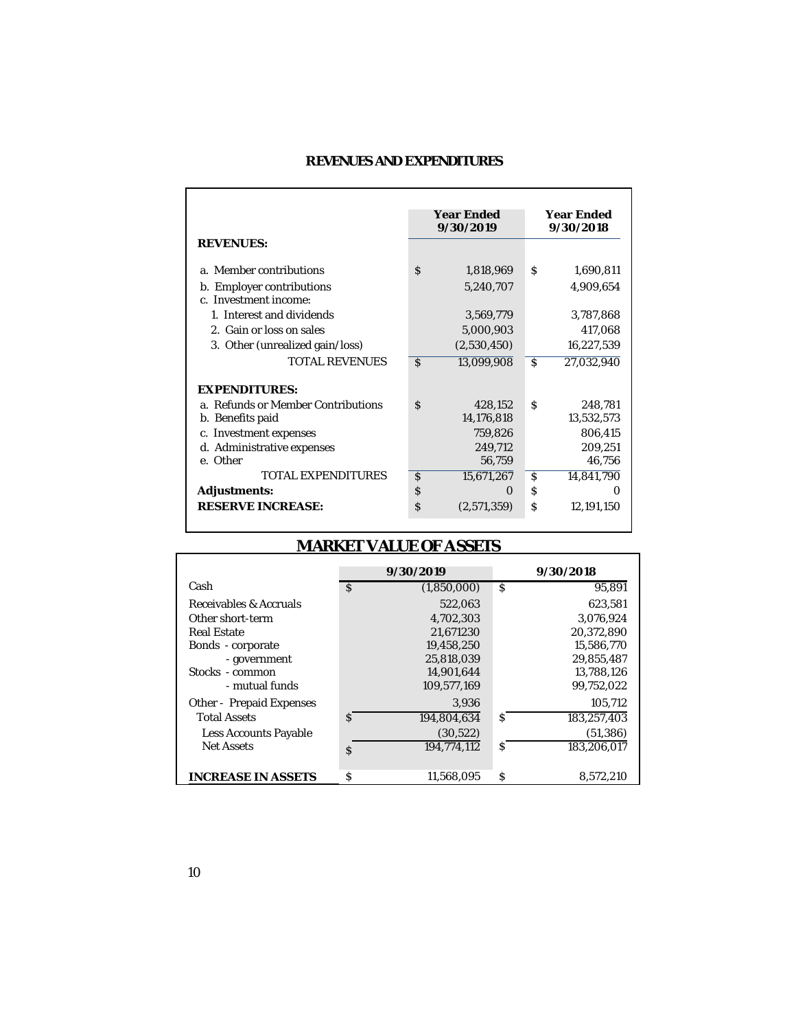## REVENUES AND EXPENDITURES

| | Year Ended 9/30/2019 | Year Ended 9/30/2018 |
|---|---|---|
| **REVENUES:** | | |
| a. Member contributions | $ 1,818,969 | $ 1,690,811 |
| b. Employer contributions | 5,240,707 | 4,909,654 |
| c. Investment income: | | |
| 1. Interest and dividends | 3,569,779 | 3,787,868 |
| 2. Gain or loss on sales | 5,000,903 | 417,068 |
| 3. Other (unrealized gain/loss) | (2,530,450) | 16,227,539 |
| TOTAL REVENUES | $ 13,099,908 | $ 27,032,940 |
| **EXPENDITURES:** | | |
| a. Refunds or Member Contributions | $ 428,152 | $ 248,781 |
| b. Benefits paid | 14,176,818 | 13,532,573 |
| c. Investment expenses | 759,826 | 806,415 |
| d. Administrative expenses | 249,712 | 209,251 |
| e. Other | 56,759 | 46,756 |
| TOTAL EXPENDITURES | $ 15,671,267 | $ 14,841,790 |
| **Adjustments:** | $ 0 | $ 0 |
| **RESERVE INCREASE:** | $ (2,571,359) | $ 12,191,150 |

## MARKET VALUE OF ASSETS

| | 9/30/2019 | 9/30/2018 |
|---|---|---|
| Cash | $ (1,850,000) | $ 95,891 |
| Receivables & Accruals | 522,063 | 623,581 |
| Other short-term | 4,702,303 | 3,076,924 |
| Real Estate | 21,671230 | 20,372,890 |
| Bonds - corporate | 19,458,250 | 15,586,770 |
| - government | 25,818,039 | 29,855,487 |
| Stocks - common | 14,901,644 | 13,788,126 |
| - mutual funds | 109,577,169 | 99,752,022 |
| Other - Prepaid Expenses | 3,936 | 105,712 |
| Total Assets | $ 194,804,634 | $ 183,257,403 |
| Less Accounts Payable | (30,522) | (51,386) |
| Net Assets | $ 194,774,112 | $ 183,206,017 |
| **INCREASE IN ASSETS** | $ 11,568,095 | $ 8,572,210 |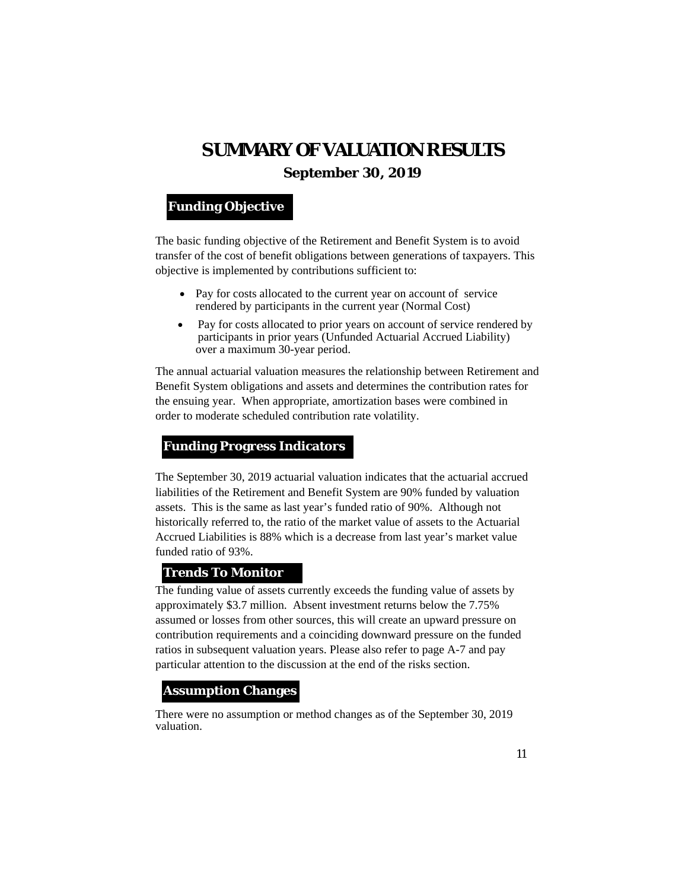# SUMMARY OF VALUATION RESULTS

**September 30, 2019**

## Funding Objective

The basic funding objective of the Retirement and Benefit System is to avoid transfer of the cost of benefit obligations between generations of taxpayers. This objective is implemented by contributions sufficient to:

- Pay for costs allocated to the current year on account of service rendered by participants in the current year (Normal Cost)
- Pay for costs allocated to prior years on account of service rendered by participants in prior years (Unfunded Actuarial Accrued Liability) over a maximum 30-year period.

The annual actuarial valuation measures the relationship between Retirement and Benefit System obligations and assets and determines the contribution rates for the ensuing year. When appropriate, amortization bases were combined in order to moderate scheduled contribution rate volatility.

## Funding Progress Indicators

The September 30, 2019 actuarial valuation indicates that the actuarial accrued liabilities of the Retirement and Benefit System are 90% funded by valuation assets. This is the same as last year's funded ratio of 90%. Although not historically referred to, the ratio of the market value of assets to the Actuarial Accrued Liabilities is 88% which is a decrease from last year's market value funded ratio of 93%.

## Trends To Monitor

The funding value of assets currently exceeds the funding value of assets by approximately $3.7 million. Absent investment returns below the 7.75% assumed or losses from other sources, this will create an upward pressure on contribution requirements and a coinciding downward pressure on the funded ratios in subsequent valuation years. Please also refer to page A-7 and pay particular attention to the discussion at the end of the risks section.

## Assumption Changes

There were no assumption or method changes as of the September 30, 2019 valuation.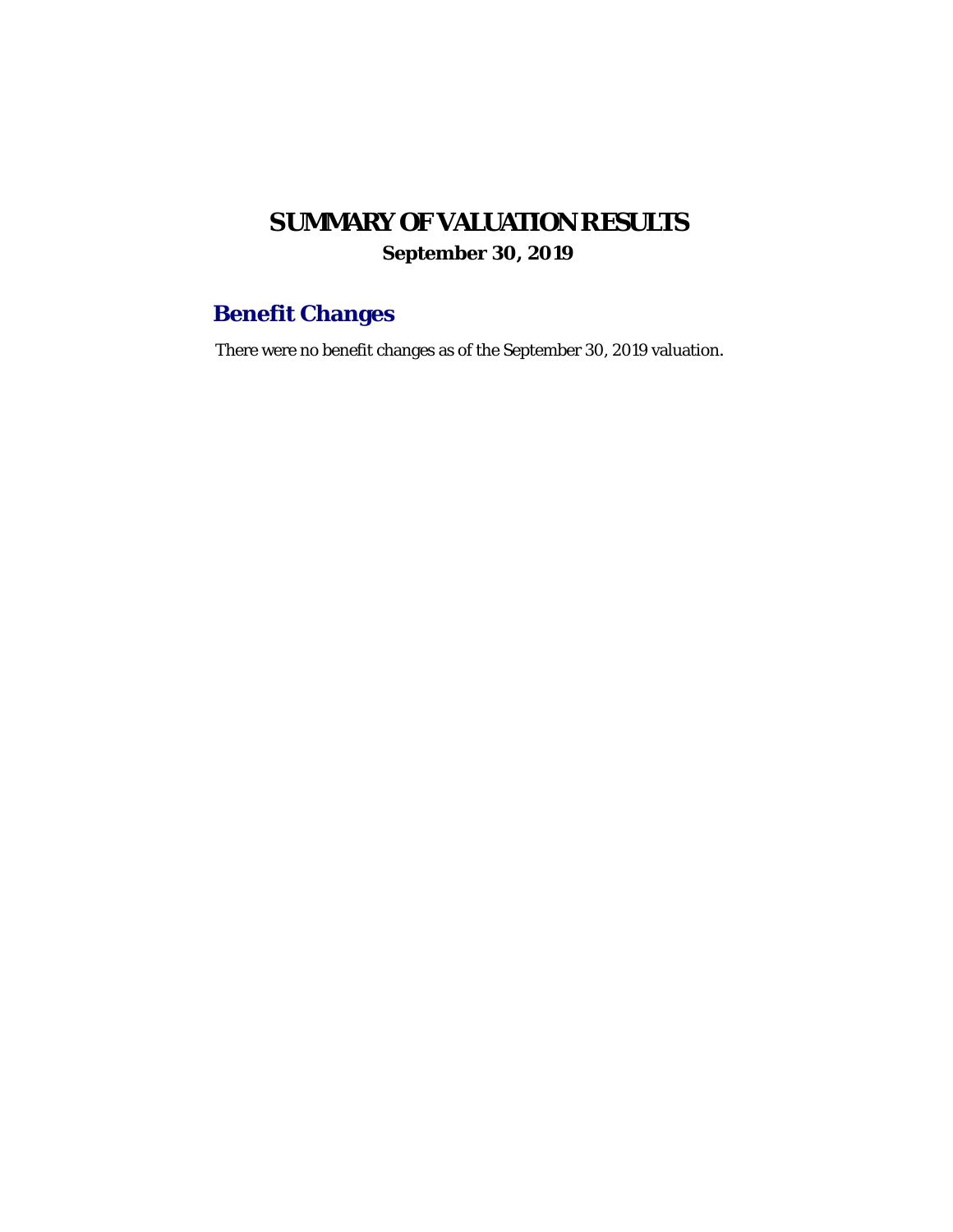# SUMMARY OF VALUATION RESULTS

**September 30, 2019**

## Benefit Changes

There were no benefit changes as of the September 30, 2019 valuation.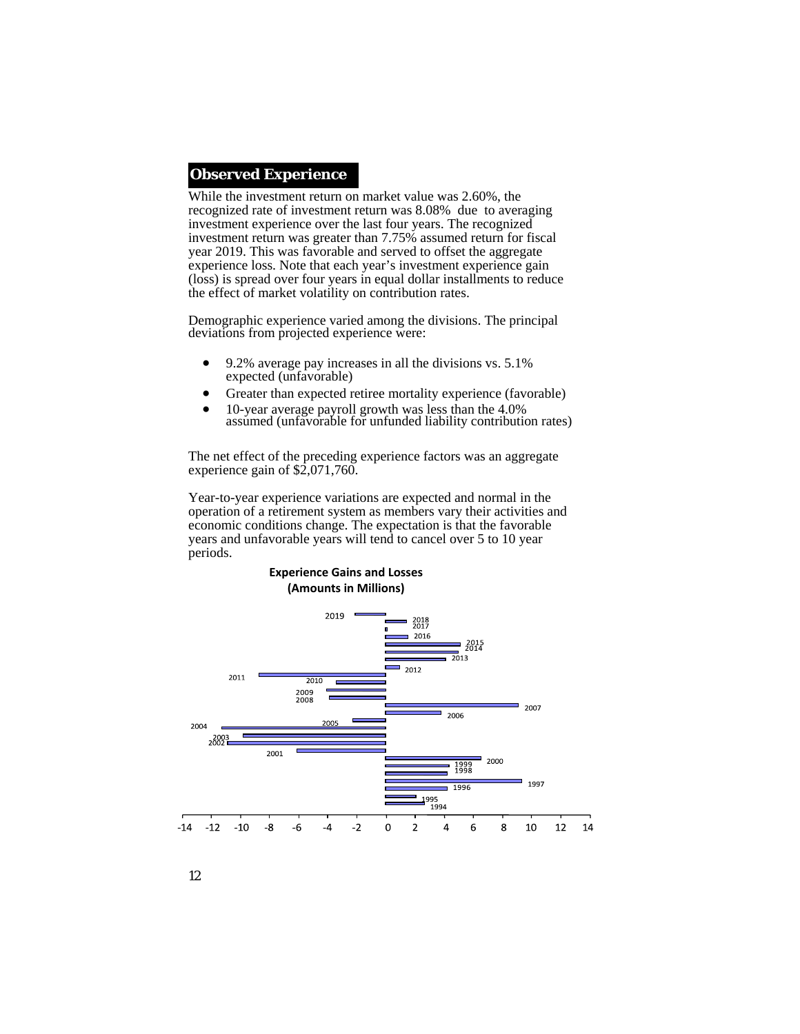## Observed Experience

While the investment return on market value was 2.60%, the recognized rate of investment return was 8.08% due to averaging investment experience over the last four years. The recognized investment return was greater than 7.75% assumed return for fiscal year 2019. This was favorable and served to offset the aggregate experience loss. Note that each year's investment experience gain (loss) is spread over four years in equal dollar installments to reduce the effect of market volatility on contribution rates.

Demographic experience varied among the divisions. The principal deviations from projected experience were:

- 9.2% average pay increases in all the divisions vs. 5.1% expected (unfavorable)
- Greater than expected retiree mortality experience (favorable)
- 10-year average payroll growth was less than the 4.0% assumed (unfavorable for unfunded liability contribution rates)

The net effect of the preceding experience factors was an aggregate experience gain of $2,071,760.

Year-to-year experience variations are expected and normal in the operation of a retirement system as members vary their activities and economic conditions change. The expectation is that the favorable years and unfavorable years will tend to cancel over 5 to 10 year periods.

**Experience Gains and Losses (Amounts in Millions)**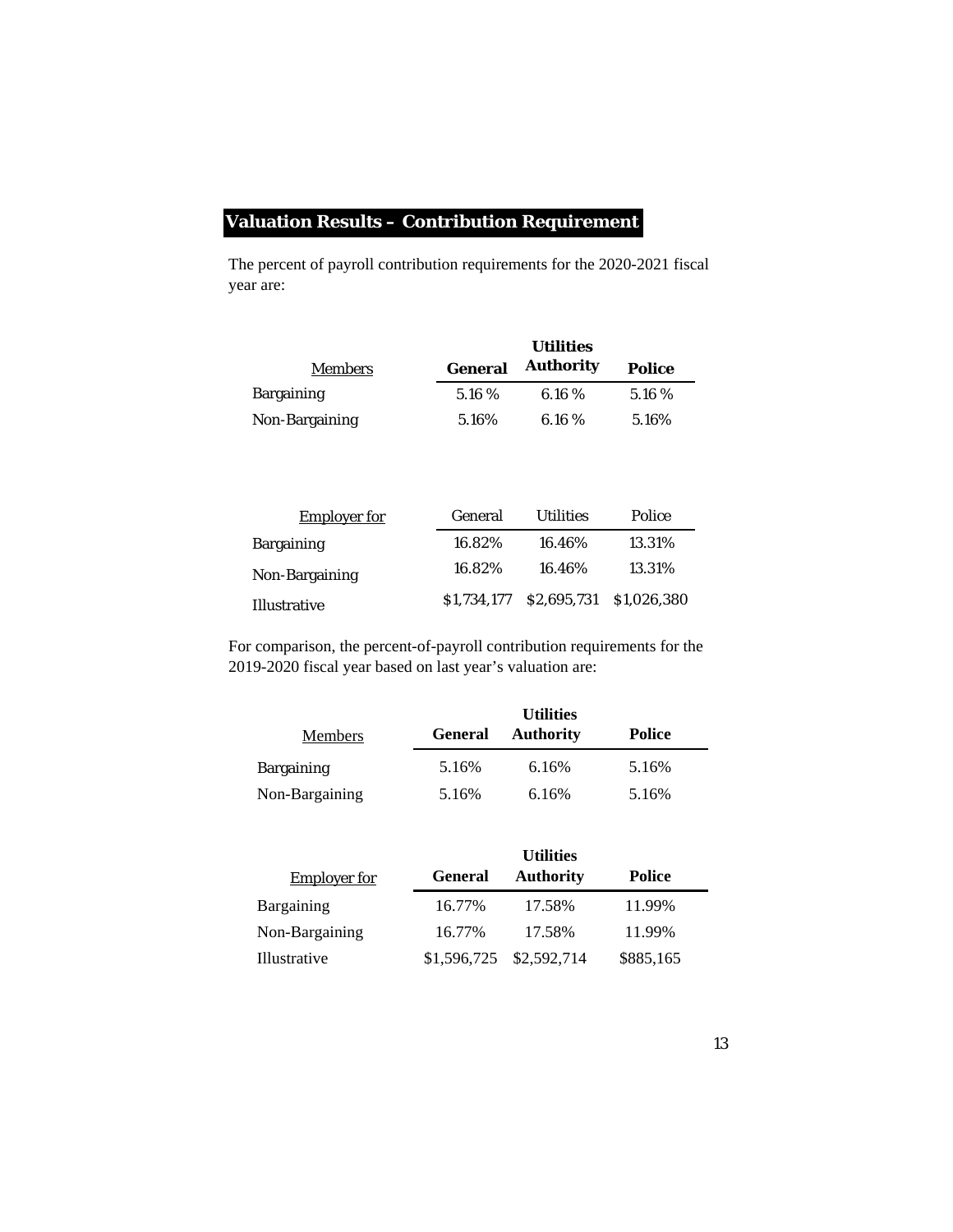## Valuation Results – Contribution Requirement

The percent of payroll contribution requirements for the 2020-2021 fiscal year are:

| Members | General | Utilities Authority | Police |
|---|---|---|---|
| Bargaining | 5.16 % | 6.16 % | 5.16 % |
| Non-Bargaining | 5.16% | 6.16 % | 5.16% |

| Employer for | General | Utilities | Police |
|---|---|---|---|
| Bargaining | 16.82% | 16.46% | 13.31% |
| Non-Bargaining | 16.82% | 16.46% | 13.31% |
| Illustrative | $1,734,177 | $2,695,731 | $1,026,380 |

For comparison, the percent-of-payroll contribution requirements for the 2019-2020 fiscal year based on last year's valuation are:

| Members | General | Utilities Authority | Police |
|---|---|---|---|
| Bargaining | 5.16% | 6.16% | 5.16% |
| Non-Bargaining | 5.16% | 6.16% | 5.16% |

| Employer for | General | Utilities Authority | Police |
|---|---|---|---|
| Bargaining | 16.77% | 17.58% | 11.99% |
| Non-Bargaining | 16.77% | 17.58% | 11.99% |
| Illustrative | $1,596,725 | $2,592,714 | $885,165 |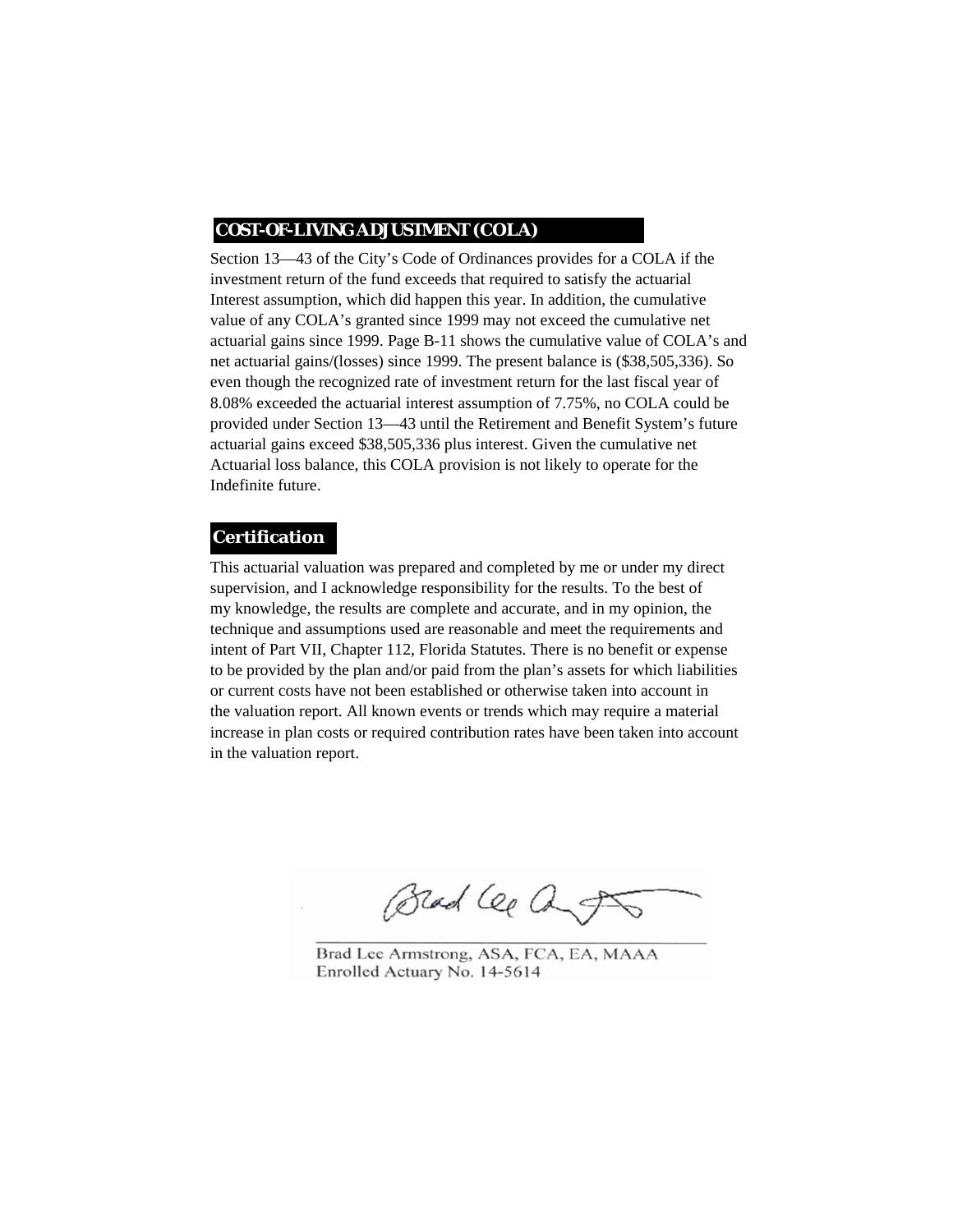## COST-OF-LIVING ADJUSTMENT (COLA)

Section 13—43 of the City's Code of Ordinances provides for a COLA if the investment return of the fund exceeds that required to satisfy the actuarial Interest assumption, which did happen this year. In addition, the cumulative value of any COLA's granted since 1999 may not exceed the cumulative net actuarial gains since 1999. Page B-11 shows the cumulative value of COLA's and net actuarial gains/(losses) since 1999. The present balance is ($38,505,336). So even though the recognized rate of investment return for the last fiscal year of 8.08% exceeded the actuarial interest assumption of 7.75%, no COLA could be provided under Section 13—43 until the Retirement and Benefit System's future actuarial gains exceed $38,505,336 plus interest. Given the cumulative net Actuarial loss balance, this COLA provision is not likely to operate for the Indefinite future.

## Certification

This actuarial valuation was prepared and completed by me or under my direct supervision, and I acknowledge responsibility for the results. To the best of my knowledge, the results are complete and accurate, and in my opinion, the technique and assumptions used are reasonable and meet the requirements and intent of Part VII, Chapter 112, Florida Statutes. There is no benefit or expense to be provided by the plan and/or paid from the plan's assets for which liabilities or current costs have not been established or otherwise taken into account in the valuation report. All known events or trends which may require a material increase in plan costs or required contribution rates have been taken into account in the valuation report.

Brad Lee Armstrong, ASA, FCA, EA, MAAA
Enrolled Actuary No. 14-5614